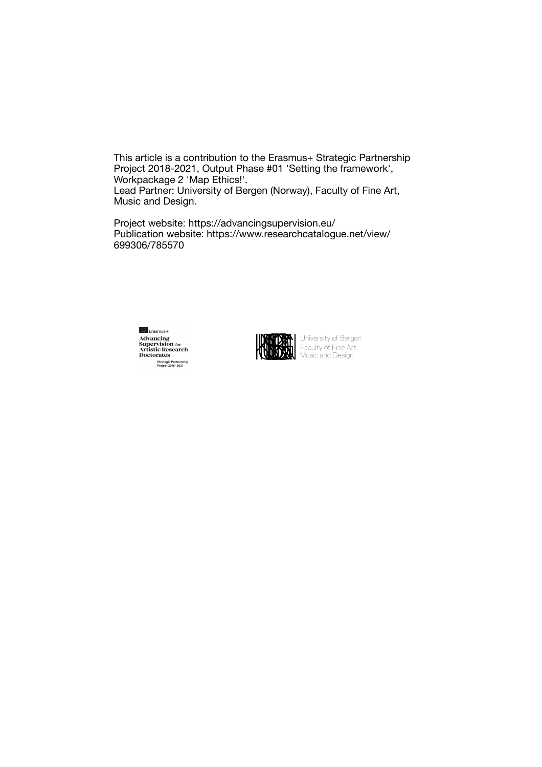This article is a contribution to the Erasmus+ Strategic Partnership Project 2018-2021, Output Phase #01 'Setting the framework', Workpackage 2 'Map Ethics!'.
Lead Partner: University of Bergen (Norway), Faculty of Fine Art, Music and Design.

Project website: https://advancingsupervision.eu/
Publication website: https://www.researchcatalogue.net/view/699306/785570

Erasmus+
Advancing Supervision for Artistic Research Doctorates
Strategic Partnership Project 2018–2021

University of Bergen
Faculty of Fine Art, Music and Design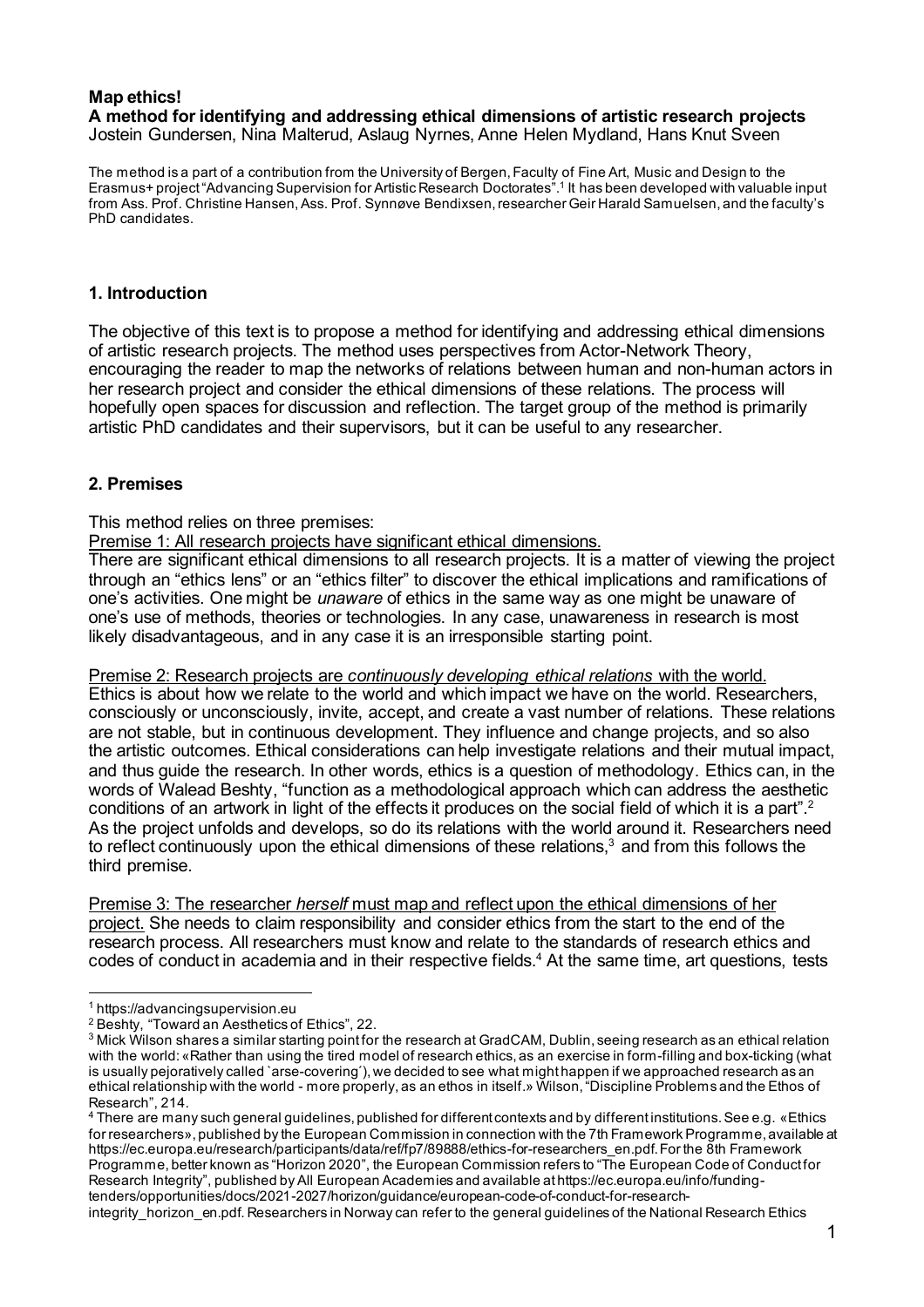**Map ethics!**

**A method for identifying and addressing ethical dimensions of artistic research projects**

Jostein Gundersen, Nina Malterud, Aslaug Nyrnes, Anne Helen Mydland, Hans Knut Sveen

The method is a part of a contribution from the University of Bergen, Faculty of Fine Art, Music and Design to the Erasmus+ project "Advancing Supervision for Artistic Research Doctorates".[1] It has been developed with valuable input from Ass. Prof. Christine Hansen, Ass. Prof. Synnøve Bendixsen, researcher Geir Harald Samuelsen, and the faculty's PhD candidates.

## 1. Introduction

The objective of this text is to propose a method for identifying and addressing ethical dimensions of artistic research projects. The method uses perspectives from Actor-Network Theory, encouraging the reader to map the networks of relations between human and non-human actors in her research project and consider the ethical dimensions of these relations. The process will hopefully open spaces for discussion and reflection. The target group of the method is primarily artistic PhD candidates and their supervisors, but it can be useful to any researcher.

## 2. Premises

This method relies on three premises:

<u>Premise 1: All research projects have significant ethical dimensions.</u>

There are significant ethical dimensions to all research projects. It is a matter of viewing the project through an "ethics lens" or an "ethics filter" to discover the ethical implications and ramifications of one's activities. One might be *unaware* of ethics in the same way as one might be unaware of one's use of methods, theories or technologies. In any case, unawareness in research is most likely disadvantageous, and in any case it is an irresponsible starting point.

<u>Premise 2: Research projects are *continuously developing ethical relations* with the world.</u>

Ethics is about how we relate to the world and which impact we have on the world. Researchers, consciously or unconsciously, invite, accept, and create a vast number of relations. These relations are not stable, but in continuous development. They influence and change projects, and so also the artistic outcomes. Ethical considerations can help investigate relations and their mutual impact, and thus guide the research. In other words, ethics is a question of methodology. Ethics can, in the words of Walead Beshty, "function as a methodological approach which can address the aesthetic conditions of an artwork in light of the effects it produces on the social field of which it is a part".[2] As the project unfolds and develops, so do its relations with the world around it. Researchers need to reflect continuously upon the ethical dimensions of these relations,[3] and from this follows the third premise.

<u>Premise 3: The researcher *herself* must map and reflect upon the ethical dimensions of her project.</u> She needs to claim responsibility and consider ethics from the start to the end of the research process. All researchers must know and relate to the standards of research ethics and codes of conduct in academia and in their respective fields.[4] At the same time, art questions, tests

---

[1] https://advancingsupervision.eu

[2] Beshty, "Toward an Aesthetics of Ethics", 22.

[3] Mick Wilson shares a similar starting point for the research at GradCAM, Dublin, seeing research as an ethical relation with the world: «Rather than using the tired model of research ethics, as an exercise in form-filling and box-ticking (what is usually pejoratively called `arse-covering´), we decided to see what might happen if we approached research as an ethical relationship with the world - more properly, as an ethos in itself.» Wilson, "Discipline Problems and the Ethos of Research", 214.

[4] There are many such general guidelines, published for different contexts and by different institutions. See e.g. «Ethics for researchers», published by the European Commission in connection with the 7th Framework Programme, available at https://ec.europa.eu/research/participants/data/ref/fp7/89888/ethics-for-researchers_en.pdf. For the 8th Framework Programme, better known as "Horizon 2020", the European Commission refers to "The European Code of Conduct for Research Integrity", published by All European Academies and available at https://ec.europa.eu/info/funding-tenders/opportunities/docs/2021-2027/horizon/guidance/european-code-of-conduct-for-research-integrity_horizon_en.pdf. Researchers in Norway can refer to the general guidelines of the National Research Ethics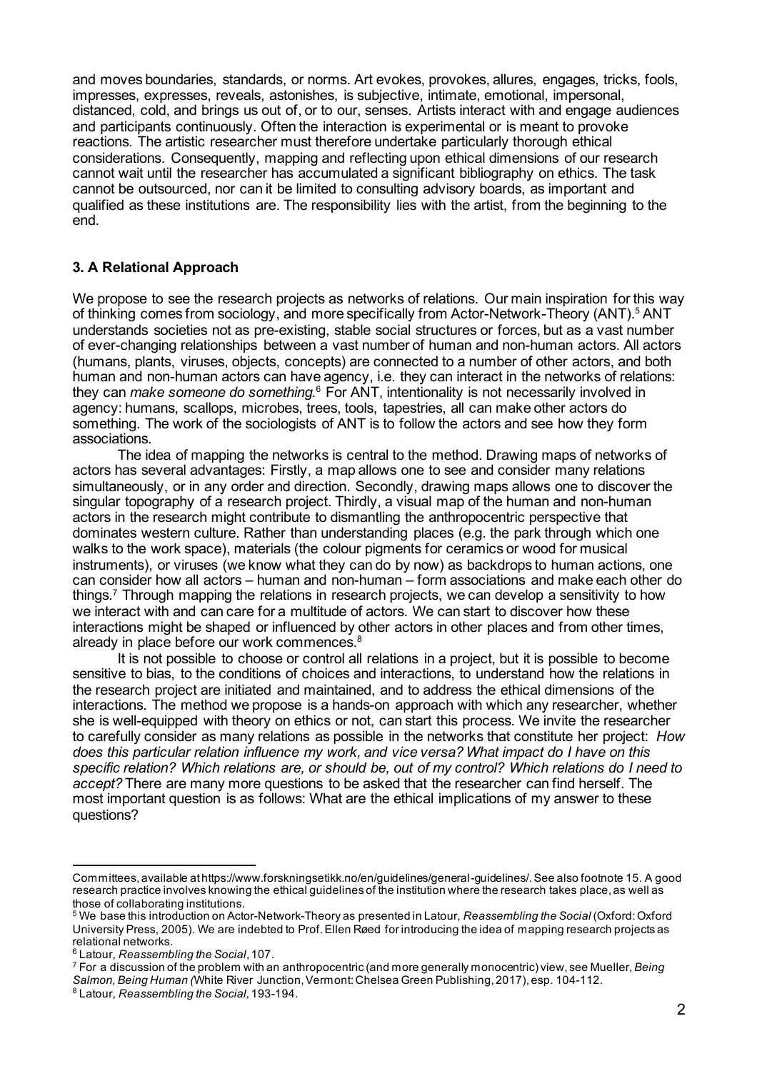and moves boundaries, standards, or norms. Art evokes, provokes, allures, engages, tricks, fools, impresses, expresses, reveals, astonishes, is subjective, intimate, emotional, impersonal, distanced, cold, and brings us out of, or to our, senses. Artists interact with and engage audiences and participants continuously. Often the interaction is experimental or is meant to provoke reactions. The artistic researcher must therefore undertake particularly thorough ethical considerations. Consequently, mapping and reflecting upon ethical dimensions of our research cannot wait until the researcher has accumulated a significant bibliography on ethics. The task cannot be outsourced, nor can it be limited to consulting advisory boards, as important and qualified as these institutions are. The responsibility lies with the artist, from the beginning to the end.

### 3. A Relational Approach

We propose to see the research projects as networks of relations. Our main inspiration for this way of thinking comes from sociology, and more specifically from Actor-Network-Theory (ANT).[5] ANT understands societies not as pre-existing, stable social structures or forces, but as a vast number of ever-changing relationships between a vast number of human and non-human actors. All actors (humans, plants, viruses, objects, concepts) are connected to a number of other actors, and both human and non-human actors can have agency, i.e. they can interact in the networks of relations: they can *make someone do something.*[6] For ANT, intentionality is not necessarily involved in agency: humans, scallops, microbes, trees, tools, tapestries, all can make other actors do something. The work of the sociologists of ANT is to follow the actors and see how they form associations.

The idea of mapping the networks is central to the method. Drawing maps of networks of actors has several advantages: Firstly, a map allows one to see and consider many relations simultaneously, or in any order and direction. Secondly, drawing maps allows one to discover the singular topography of a research project. Thirdly, a visual map of the human and non-human actors in the research might contribute to dismantling the anthropocentric perspective that dominates western culture. Rather than understanding places (e.g. the park through which one walks to the work space), materials (the colour pigments for ceramics or wood for musical instruments), or viruses (we know what they can do by now) as backdrops to human actions, one can consider how all actors – human and non-human – form associations and make each other do things.[7] Through mapping the relations in research projects, we can develop a sensitivity to how we interact with and can care for a multitude of actors. We can start to discover how these interactions might be shaped or influenced by other actors in other places and from other times, already in place before our work commences.[8]

It is not possible to choose or control all relations in a project, but it is possible to become sensitive to bias, to the conditions of choices and interactions, to understand how the relations in the research project are initiated and maintained, and to address the ethical dimensions of the interactions. The method we propose is a hands-on approach with which any researcher, whether she is well-equipped with theory on ethics or not, can start this process. We invite the researcher to carefully consider as many relations as possible in the networks that constitute her project: *How does this particular relation influence my work, and vice versa? What impact do I have on this specific relation? Which relations are, or should be, out of my control? Which relations do I need to accept?* There are many more questions to be asked that the researcher can find herself. The most important question is as follows: What are the ethical implications of my answer to these questions?

---

Committees, available at https://www.forskningsetikk.no/en/guidelines/general-guidelines/. See also footnote 15. A good research practice involves knowing the ethical guidelines of the institution where the research takes place, as well as those of collaborating institutions.

[5] We base this introduction on Actor-Network-Theory as presented in Latour, *Reassembling the Social* (Oxford: Oxford University Press, 2005). We are indebted to Prof. Ellen Røed for introducing the idea of mapping research projects as relational networks.

[6] Latour, *Reassembling the Social*, 107.

[7] For a discussion of the problem with an anthropocentric (and more generally monocentric) view, see Mueller, *Being Salmon, Being Human (*White River Junction, Vermont: Chelsea Green Publishing, 2017), esp. 104-112.

[8] Latour, *Reassembling the Social,* 193-194.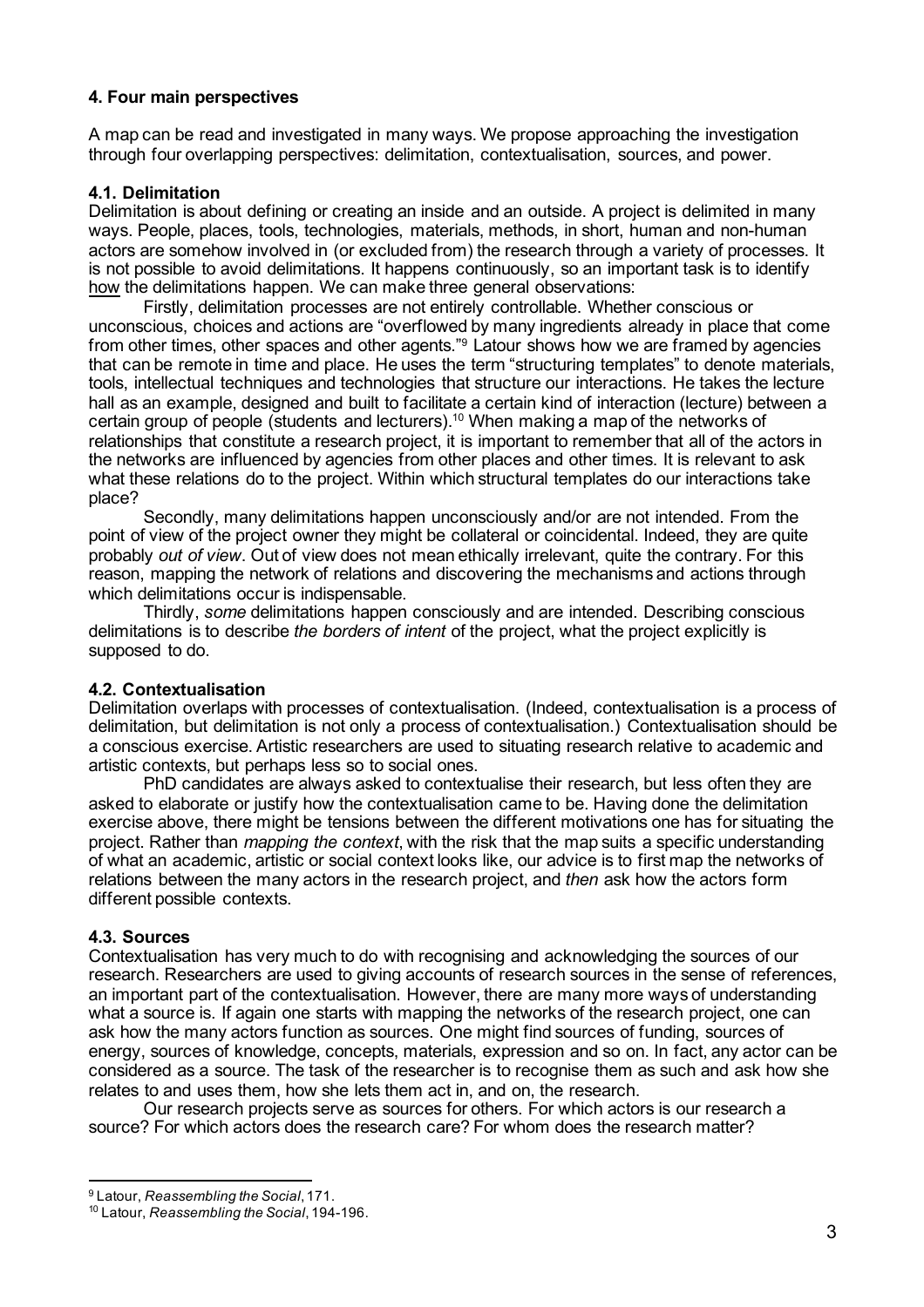## 4. Four main perspectives

A map can be read and investigated in many ways. We propose approaching the investigation through four overlapping perspectives: delimitation, contextualisation, sources, and power.

### 4.1. Delimitation

Delimitation is about defining or creating an inside and an outside. A project is delimited in many ways. People, places, tools, technologies, materials, methods, in short, human and non-human actors are somehow involved in (or excluded from) the research through a variety of processes. It is not possible to avoid delimitations. It happens continuously, so an important task is to identify how the delimitations happen. We can make three general observations:

Firstly, delimitation processes are not entirely controllable. Whether conscious or unconscious, choices and actions are "overflowed by many ingredients already in place that come from other times, other spaces and other agents."[9] Latour shows how we are framed by agencies that can be remote in time and place. He uses the term "structuring templates" to denote materials, tools, intellectual techniques and technologies that structure our interactions. He takes the lecture hall as an example, designed and built to facilitate a certain kind of interaction (lecture) between a certain group of people (students and lecturers).[10] When making a map of the networks of relationships that constitute a research project, it is important to remember that all of the actors in the networks are influenced by agencies from other places and other times. It is relevant to ask what these relations do to the project. Within which structural templates do our interactions take place?

Secondly, many delimitations happen unconsciously and/or are not intended. From the point of view of the project owner they might be collateral or coincidental. Indeed, they are quite probably *out of view*. Out of view does not mean ethically irrelevant, quite the contrary. For this reason, mapping the network of relations and discovering the mechanisms and actions through which delimitations occur is indispensable.

Thirdly, *some* delimitations happen consciously and are intended. Describing conscious delimitations is to describe *the borders of intent* of the project, what the project explicitly is supposed to do.

### 4.2. Contextualisation

Delimitation overlaps with processes of contextualisation. (Indeed, contextualisation is a process of delimitation, but delimitation is not only a process of contextualisation.) Contextualisation should be a conscious exercise. Artistic researchers are used to situating research relative to academic and artistic contexts, but perhaps less so to social ones.

PhD candidates are always asked to contextualise their research, but less often they are asked to elaborate or justify how the contextualisation came to be. Having done the delimitation exercise above, there might be tensions between the different motivations one has for situating the project. Rather than *mapping the context*, with the risk that the map suits a specific understanding of what an academic, artistic or social context looks like, our advice is to first map the networks of relations between the many actors in the research project, and *then* ask how the actors form different possible contexts.

### 4.3. Sources

Contextualisation has very much to do with recognising and acknowledging the sources of our research. Researchers are used to giving accounts of research sources in the sense of references, an important part of the contextualisation. However, there are many more ways of understanding what a source is. If again one starts with mapping the networks of the research project, one can ask how the many actors function as sources. One might find sources of funding, sources of energy, sources of knowledge, concepts, materials, expression and so on. In fact, any actor can be considered as a source. The task of the researcher is to recognise them as such and ask how she relates to and uses them, how she lets them act in, and on, the research.

Our research projects serve as sources for others. For which actors is our research a source? For which actors does the research care? For whom does the research matter?

---

[9] Latour, *Reassembling the Social*, 171.

[10] Latour, *Reassembling the Social*, 194-196.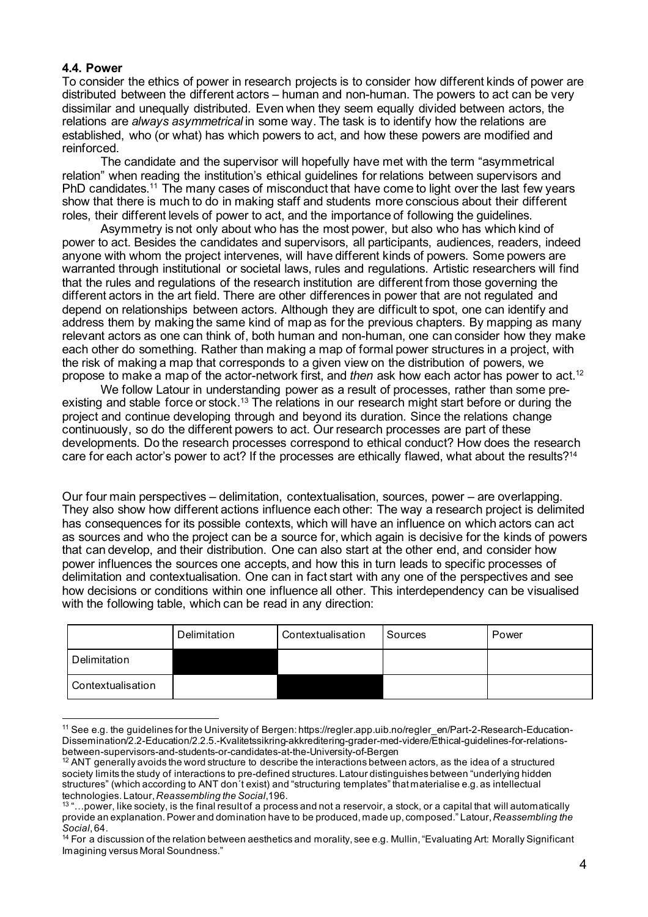### 4.4. Power

To consider the ethics of power in research projects is to consider how different kinds of power are distributed between the different actors – human and non-human. The powers to act can be very dissimilar and unequally distributed. Even when they seem equally divided between actors, the relations are *always asymmetrical* in some way. The task is to identify how the relations are established, who (or what) has which powers to act, and how these powers are modified and reinforced.

The candidate and the supervisor will hopefully have met with the term "asymmetrical relation" when reading the institution's ethical guidelines for relations between supervisors and PhD candidates.[11] The many cases of misconduct that have come to light over the last few years show that there is much to do in making staff and students more conscious about their different roles, their different levels of power to act, and the importance of following the guidelines.

Asymmetry is not only about who has the most power, but also who has which kind of power to act. Besides the candidates and supervisors, all participants, audiences, readers, indeed anyone with whom the project intervenes, will have different kinds of powers. Some powers are warranted through institutional or societal laws, rules and regulations. Artistic researchers will find that the rules and regulations of the research institution are different from those governing the different actors in the art field. There are other differences in power that are not regulated and depend on relationships between actors. Although they are difficult to spot, one can identify and address them by making the same kind of map as for the previous chapters. By mapping as many relevant actors as one can think of, both human and non-human, one can consider how they make each other do something. Rather than making a map of formal power structures in a project, with the risk of making a map that corresponds to a given view on the distribution of powers, we propose to make a map of the actor-network first, and *then* ask how each actor has power to act.[12]

We follow Latour in understanding power as a result of processes, rather than some pre-existing and stable force or stock.[13] The relations in our research might start before or during the project and continue developing through and beyond its duration. Since the relations change continuously, so do the different powers to act. Our research processes are part of these developments. Do the research processes correspond to ethical conduct? How does the research care for each actor's power to act? If the processes are ethically flawed, what about the results?[14]

Our four main perspectives – delimitation, contextualisation, sources, power – are overlapping. They also show how different actions influence each other: The way a research project is delimited has consequences for its possible contexts, which will have an influence on which actors can act as sources and who the project can be a source for, which again is decisive for the kinds of powers that can develop, and their distribution. One can also start at the other end, and consider how power influences the sources one accepts, and how this in turn leads to specific processes of delimitation and contextualisation. One can in fact start with any one of the perspectives and see how decisions or conditions within one influence all other. This interdependency can be visualised with the following table, which can be read in any direction:

| | Delimitation | Contextualisation | Sources | Power |
|---|---|---|---|---|
| Delimitation | ■ | | | |
| Contextualisation | | ■ | | |

---

[11] See e.g. the guidelines for the University of Bergen: https://regler.app.uib.no/regler_en/Part-2-Research-Education-Dissemination/2.2-Education/2.2.5.-Kvalitetssikring-akkreditering-grader-med-videre/Ethical-guidelines-for-relations-between-supervisors-and-students-or-candidates-at-the-University-of-Bergen

[12] ANT generally avoids the word structure to describe the interactions between actors, as the idea of a structured society limits the study of interactions to pre-defined structures. Latour distinguishes between "underlying hidden structures" (which according to ANT don´t exist) and "structuring templates" that materialise e.g. as intellectual technologies. Latour, *Reassembling the Social*,196.

[13] "…power, like society, is the final result of a process and not a reservoir, a stock, or a capital that will automatically provide an explanation. Power and domination have to be produced, made up, composed." Latour, *Reassembling the Social*, 64.

[14] For a discussion of the relation between aesthetics and morality, see e.g. Mullin, "Evaluating Art: Morally Significant Imagining versus Moral Soundness."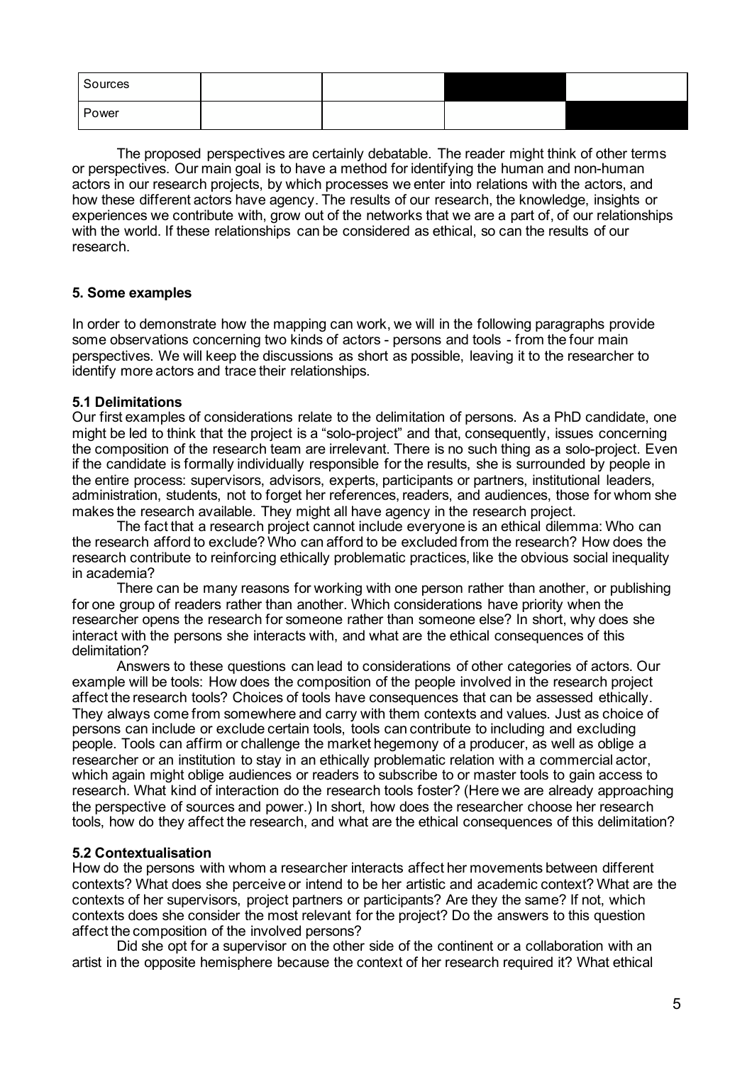| Sources | | | | |
|---|---|---|---|---|
| Power | | | | |

The proposed perspectives are certainly debatable. The reader might think of other terms or perspectives. Our main goal is to have a method for identifying the human and non-human actors in our research projects, by which processes we enter into relations with the actors, and how these different actors have agency. The results of our research, the knowledge, insights or experiences we contribute with, grow out of the networks that we are a part of, of our relationships with the world. If these relationships can be considered as ethical, so can the results of our research.

## 5. Some examples

In order to demonstrate how the mapping can work, we will in the following paragraphs provide some observations concerning two kinds of actors - persons and tools - from the four main perspectives. We will keep the discussions as short as possible, leaving it to the researcher to identify more actors and trace their relationships.

### 5.1 Delimitations

Our first examples of considerations relate to the delimitation of persons. As a PhD candidate, one might be led to think that the project is a "solo-project" and that, consequently, issues concerning the composition of the research team are irrelevant. There is no such thing as a solo-project. Even if the candidate is formally individually responsible for the results, she is surrounded by people in the entire process: supervisors, advisors, experts, participants or partners, institutional leaders, administration, students, not to forget her references, readers, and audiences, those for whom she makes the research available. They might all have agency in the research project.

The fact that a research project cannot include everyone is an ethical dilemma: Who can the research afford to exclude? Who can afford to be excluded from the research? How does the research contribute to reinforcing ethically problematic practices, like the obvious social inequality in academia?

There can be many reasons for working with one person rather than another, or publishing for one group of readers rather than another. Which considerations have priority when the researcher opens the research for someone rather than someone else? In short, why does she interact with the persons she interacts with, and what are the ethical consequences of this delimitation?

Answers to these questions can lead to considerations of other categories of actors. Our example will be tools: How does the composition of the people involved in the research project affect the research tools? Choices of tools have consequences that can be assessed ethically. They always come from somewhere and carry with them contexts and values. Just as choice of persons can include or exclude certain tools, tools can contribute to including and excluding people. Tools can affirm or challenge the market hegemony of a producer, as well as oblige a researcher or an institution to stay in an ethically problematic relation with a commercial actor, which again might oblige audiences or readers to subscribe to or master tools to gain access to research. What kind of interaction do the research tools foster? (Here we are already approaching the perspective of sources and power.) In short, how does the researcher choose her research tools, how do they affect the research, and what are the ethical consequences of this delimitation?

### 5.2 Contextualisation

How do the persons with whom a researcher interacts affect her movements between different contexts? What does she perceive or intend to be her artistic and academic context? What are the contexts of her supervisors, project partners or participants? Are they the same? If not, which contexts does she consider the most relevant for the project? Do the answers to this question affect the composition of the involved persons?

Did she opt for a supervisor on the other side of the continent or a collaboration with an artist in the opposite hemisphere because the context of her research required it? What ethical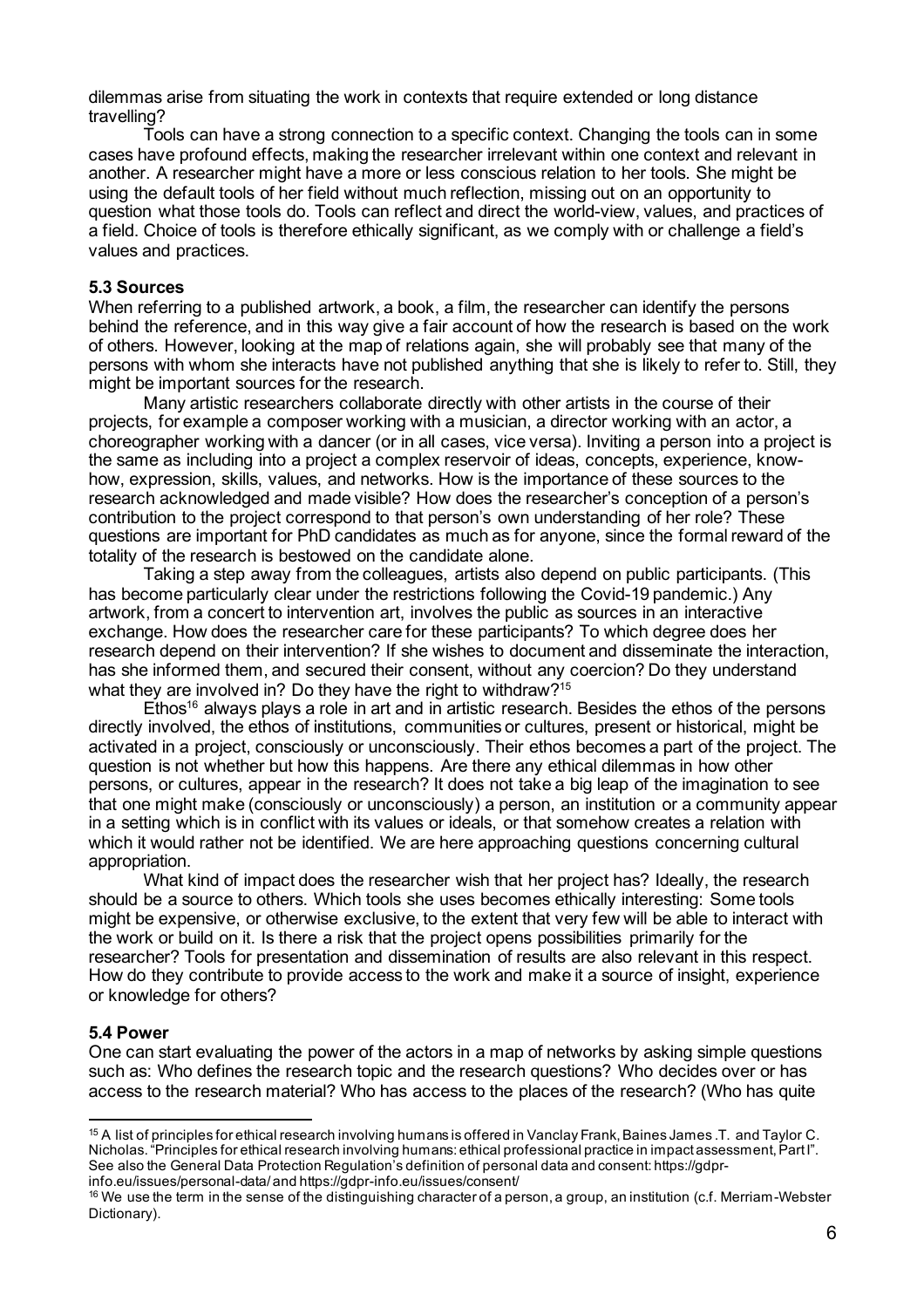dilemmas arise from situating the work in contexts that require extended or long distance travelling?

Tools can have a strong connection to a specific context. Changing the tools can in some cases have profound effects, making the researcher irrelevant within one context and relevant in another. A researcher might have a more or less conscious relation to her tools. She might be using the default tools of her field without much reflection, missing out on an opportunity to question what those tools do. Tools can reflect and direct the world-view, values, and practices of a field. Choice of tools is therefore ethically significant, as we comply with or challenge a field's values and practices.

### 5.3 Sources

When referring to a published artwork, a book, a film, the researcher can identify the persons behind the reference, and in this way give a fair account of how the research is based on the work of others. However, looking at the map of relations again, she will probably see that many of the persons with whom she interacts have not published anything that she is likely to refer to. Still, they might be important sources for the research.

Many artistic researchers collaborate directly with other artists in the course of their projects, for example a composer working with a musician, a director working with an actor, a choreographer working with a dancer (or in all cases, vice versa). Inviting a person into a project is the same as including into a project a complex reservoir of ideas, concepts, experience, know-how, expression, skills, values, and networks. How is the importance of these sources to the research acknowledged and made visible? How does the researcher's conception of a person's contribution to the project correspond to that person's own understanding of her role? These questions are important for PhD candidates as much as for anyone, since the formal reward of the totality of the research is bestowed on the candidate alone.

Taking a step away from the colleagues, artists also depend on public participants. (This has become particularly clear under the restrictions following the Covid-19 pandemic.) Any artwork, from a concert to intervention art, involves the public as sources in an interactive exchange. How does the researcher care for these participants? To which degree does her research depend on their intervention? If she wishes to document and disseminate the interaction, has she informed them, and secured their consent, without any coercion? Do they understand what they are involved in? Do they have the right to withdraw?[15]

Ethos[16] always plays a role in art and in artistic research. Besides the ethos of the persons directly involved, the ethos of institutions, communities or cultures, present or historical, might be activated in a project, consciously or unconsciously. Their ethos becomes a part of the project. The question is not whether but how this happens. Are there any ethical dilemmas in how other persons, or cultures, appear in the research? It does not take a big leap of the imagination to see that one might make (consciously or unconsciously) a person, an institution or a community appear in a setting which is in conflict with its values or ideals, or that somehow creates a relation with which it would rather not be identified. We are here approaching questions concerning cultural appropriation.

What kind of impact does the researcher wish that her project has? Ideally, the research should be a source to others. Which tools she uses becomes ethically interesting: Some tools might be expensive, or otherwise exclusive, to the extent that very few will be able to interact with the work or build on it. Is there a risk that the project opens possibilities primarily for the researcher? Tools for presentation and dissemination of results are also relevant in this respect. How do they contribute to provide access to the work and make it a source of insight, experience or knowledge for others?

### 5.4 Power

One can start evaluating the power of the actors in a map of networks by asking simple questions such as: Who defines the research topic and the research questions? Who decides over or has access to the research material? Who has access to the places of the research? (Who has quite

---

[15] A list of principles for ethical research involving humans is offered in Vanclay Frank, Baines James .T. and Taylor C. Nicholas. "Principles for ethical research involving humans: ethical professional practice in impact assessment, Part I". See also the General Data Protection Regulation's definition of personal data and consent: https://gdpr-info.eu/issues/personal-data/ and https://gdpr-info.eu/issues/consent/

[16] We use the term in the sense of the distinguishing character of a person, a group, an institution (c.f. Merriam-Webster Dictionary).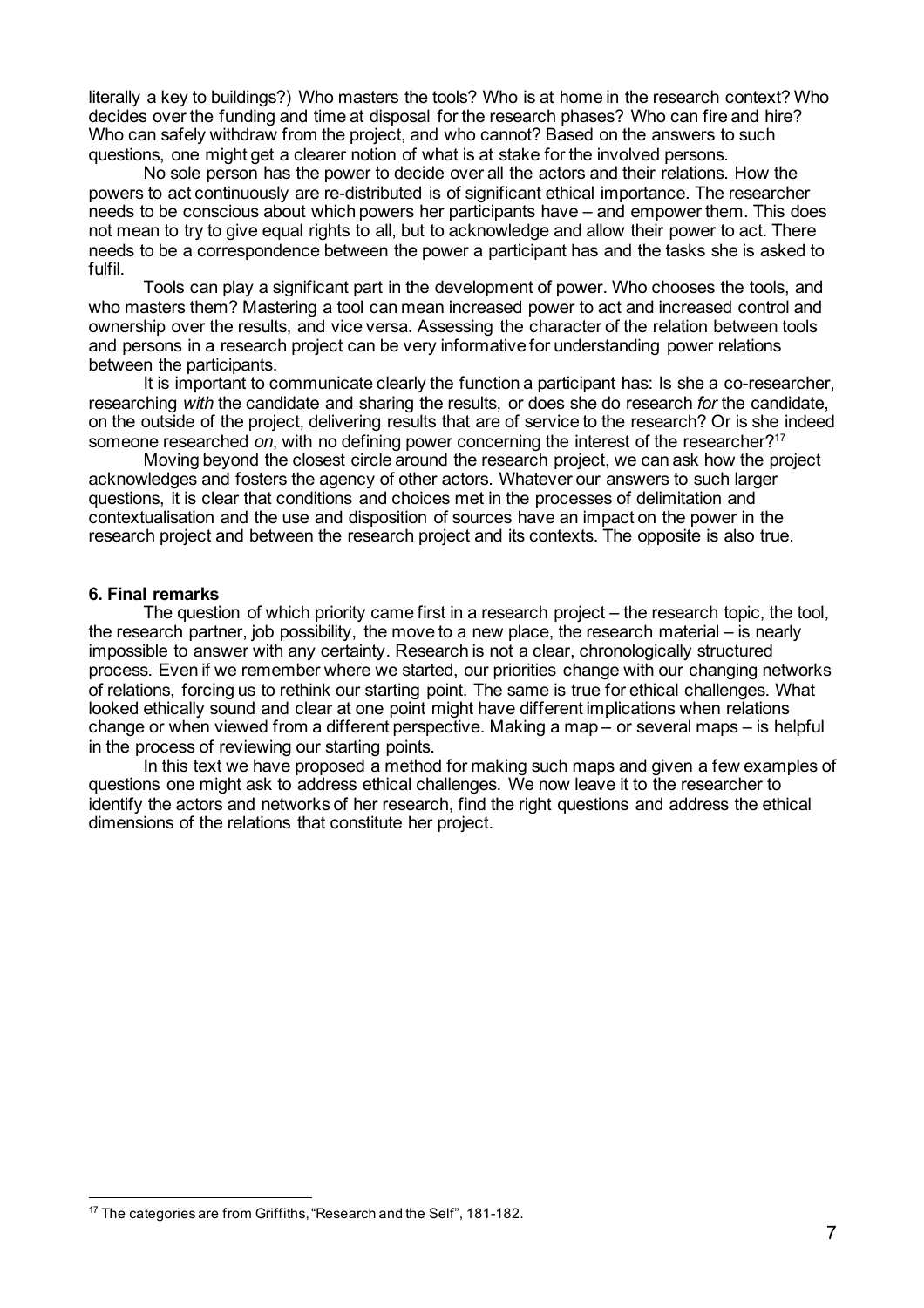literally a key to buildings?) Who masters the tools? Who is at home in the research context? Who decides over the funding and time at disposal for the research phases? Who can fire and hire? Who can safely withdraw from the project, and who cannot? Based on the answers to such questions, one might get a clearer notion of what is at stake for the involved persons.

No sole person has the power to decide over all the actors and their relations. How the powers to act continuously are re-distributed is of significant ethical importance. The researcher needs to be conscious about which powers her participants have – and empower them. This does not mean to try to give equal rights to all, but to acknowledge and allow their power to act. There needs to be a correspondence between the power a participant has and the tasks she is asked to fulfil.

Tools can play a significant part in the development of power. Who chooses the tools, and who masters them? Mastering a tool can mean increased power to act and increased control and ownership over the results, and vice versa. Assessing the character of the relation between tools and persons in a research project can be very informative for understanding power relations between the participants.

It is important to communicate clearly the function a participant has: Is she a co-researcher, researching *with* the candidate and sharing the results, or does she do research *for* the candidate, on the outside of the project, delivering results that are of service to the research? Or is she indeed someone researched *on*, with no defining power concerning the interest of the researcher?[17]

Moving beyond the closest circle around the research project, we can ask how the project acknowledges and fosters the agency of other actors. Whatever our answers to such larger questions, it is clear that conditions and choices met in the processes of delimitation and contextualisation and the use and disposition of sources have an impact on the power in the research project and between the research project and its contexts. The opposite is also true.

## 6. Final remarks

The question of which priority came first in a research project – the research topic, the tool, the research partner, job possibility, the move to a new place, the research material – is nearly impossible to answer with any certainty. Research is not a clear, chronologically structured process. Even if we remember where we started, our priorities change with our changing networks of relations, forcing us to rethink our starting point. The same is true for ethical challenges. What looked ethically sound and clear at one point might have different implications when relations change or when viewed from a different perspective. Making a map – or several maps – is helpful in the process of reviewing our starting points.

In this text we have proposed a method for making such maps and given a few examples of questions one might ask to address ethical challenges. We now leave it to the researcher to identify the actors and networks of her research, find the right questions and address the ethical dimensions of the relations that constitute her project.

---

[17] The categories are from Griffiths, "Research and the Self", 181-182.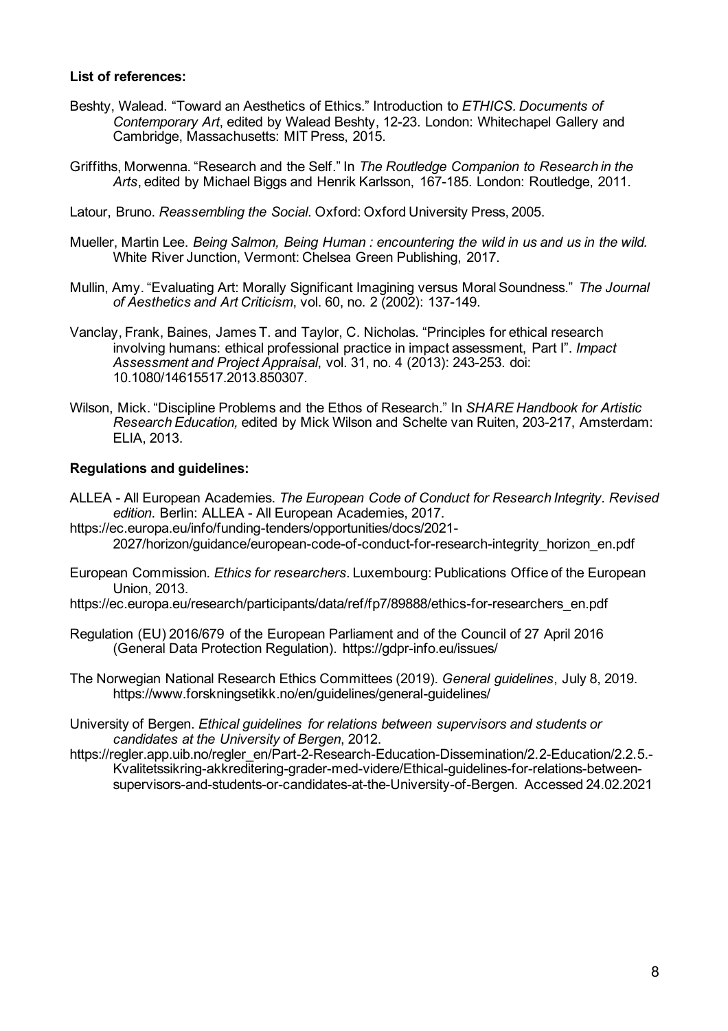**List of references:**

Beshty, Walead. "Toward an Aesthetics of Ethics." Introduction to *ETHICS. Documents of Contemporary Art*, edited by Walead Beshty, 12-23. London: Whitechapel Gallery and Cambridge, Massachusetts: MIT Press, 2015.

Griffiths, Morwenna. "Research and the Self." In *The Routledge Companion to Research in the Arts*, edited by Michael Biggs and Henrik Karlsson, 167-185. London: Routledge, 2011.

Latour, Bruno. *Reassembling the Social*. Oxford: Oxford University Press, 2005.

Mueller, Martin Lee. *Being Salmon, Being Human : encountering the wild in us and us in the wild.* White River Junction, Vermont: Chelsea Green Publishing, 2017.

Mullin, Amy. "Evaluating Art: Morally Significant Imagining versus Moral Soundness." *The Journal of Aesthetics and Art Criticism*, vol. 60, no. 2 (2002): 137-149.

Vanclay, Frank, Baines, James T. and Taylor, C. Nicholas. "Principles for ethical research involving humans: ethical professional practice in impact assessment, Part I". *Impact Assessment and Project Appraisal*, vol. 31, no. 4 (2013): 243-253. doi: 10.1080/14615517.2013.850307.

Wilson, Mick. "Discipline Problems and the Ethos of Research." In *SHARE Handbook for Artistic Research Education,* edited by Mick Wilson and Schelte van Ruiten, 203-217, Amsterdam: ELIA, 2013.

**Regulations and guidelines:**

ALLEA - All European Academies. *The European Code of Conduct for Research Integrity. Revised edition*. Berlin: ALLEA - All European Academies, 2017.
https://ec.europa.eu/info/funding-tenders/opportunities/docs/2021-2027/horizon/guidance/european-code-of-conduct-for-research-integrity_horizon_en.pdf

European Commission. *Ethics for researchers*. Luxembourg: Publications Office of the European Union, 2013.
https://ec.europa.eu/research/participants/data/ref/fp7/89888/ethics-for-researchers_en.pdf

Regulation (EU) 2016/679 of the European Parliament and of the Council of 27 April 2016 (General Data Protection Regulation). https://gdpr-info.eu/issues/

The Norwegian National Research Ethics Committees (2019). *General guidelines*, July 8, 2019. https://www.forskningsetikk.no/en/guidelines/general-guidelines/

University of Bergen. *Ethical guidelines for relations between supervisors and students or candidates at the University of Bergen*, 2012.
https://regler.app.uib.no/regler_en/Part-2-Research-Education-Dissemination/2.2-Education/2.2.5.-Kvalitetssikring-akkreditering-grader-med-videre/Ethical-guidelines-for-relations-between-supervisors-and-students-or-candidates-at-the-University-of-Bergen. Accessed 24.02.2021